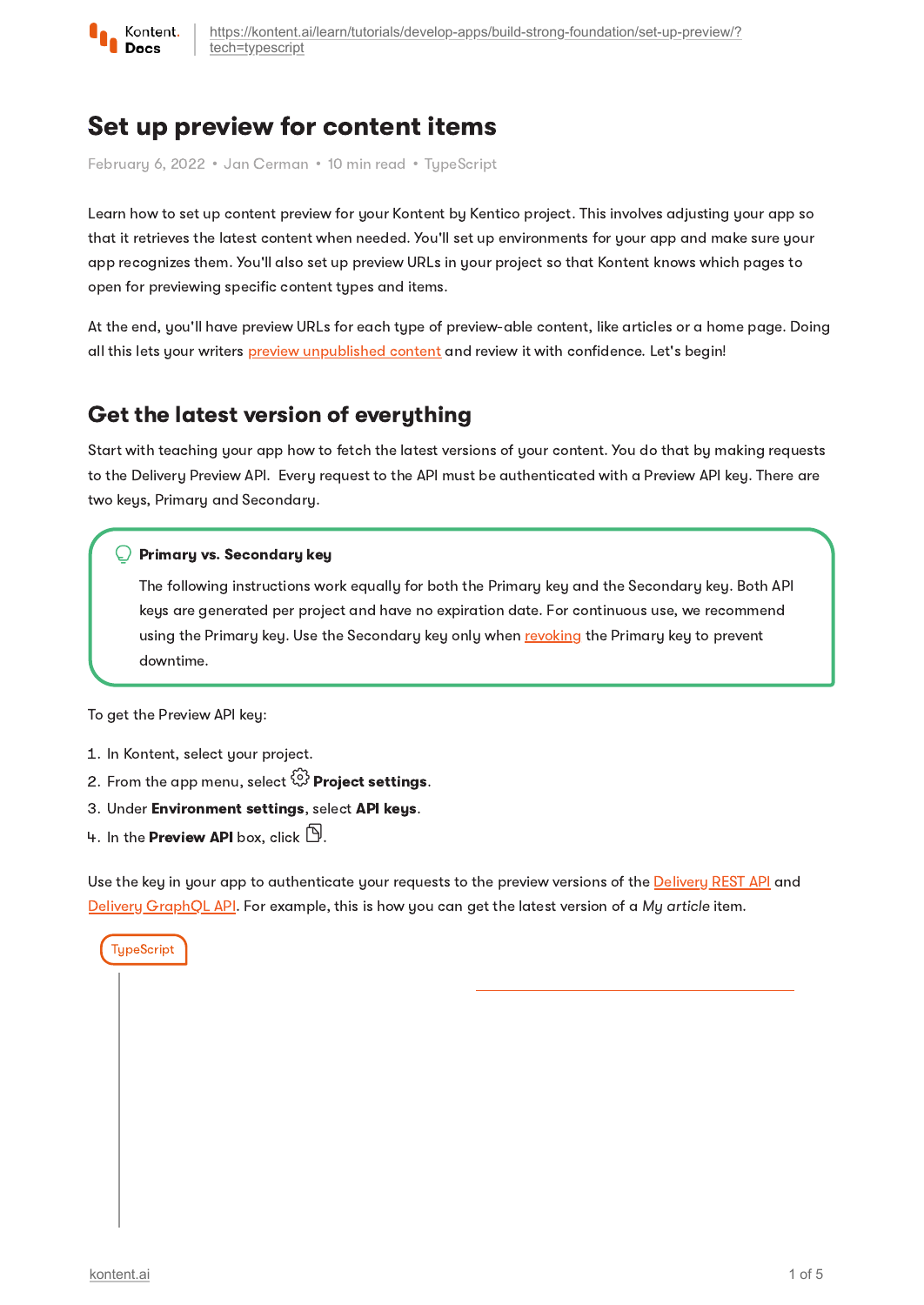# Set up preview for content items

February 6, 2022 • Jan Cerman • 10 min read • TypeScript

Learn how to set up content preview for your Kontent by Kentico project. This involves adjusting your app so that it retrieves the latest content when needed. You'll set up environments for your app and make sure your app recognizes them. You'll also set up preview URLs in your project so that Kontent knows which pages to open for previewing specific content types and items.

At the end, you'll have preview URLs for each type of preview-able content, like articles or a home page. Doing all this lets your writers preview unpublished content and review it with confidence. Let's begin!

## Get the latest version of everything

Start with teaching your app how to fetch the latest versions of your content. You do that by making requests to the Delivery Preview API. Every request to the API must be authenticated with a Preview API key. There are two keys, Primary and Secondary.

> **Primary vs. Secondary key**
>
> The following instructions work equally for both the Primary key and the Secondary key. Both API keys are generated per project and have no expiration date. For continuous use, we recommend using the Primary key. Use the Secondary key only when revoking the Primary key to prevent downtime.

To get the Preview API key:

1. In Kontent, select your project.
2. From the app menu, select **Project settings**.
3. Under **Environment settings**, select **API keys**.
4. In the **Preview API** box, click .

Use the key in your app to authenticate your requests to the preview versions of the Delivery REST API and Delivery GraphQL API. For example, this is how you can get the latest version of a *My article* item.

TypeScript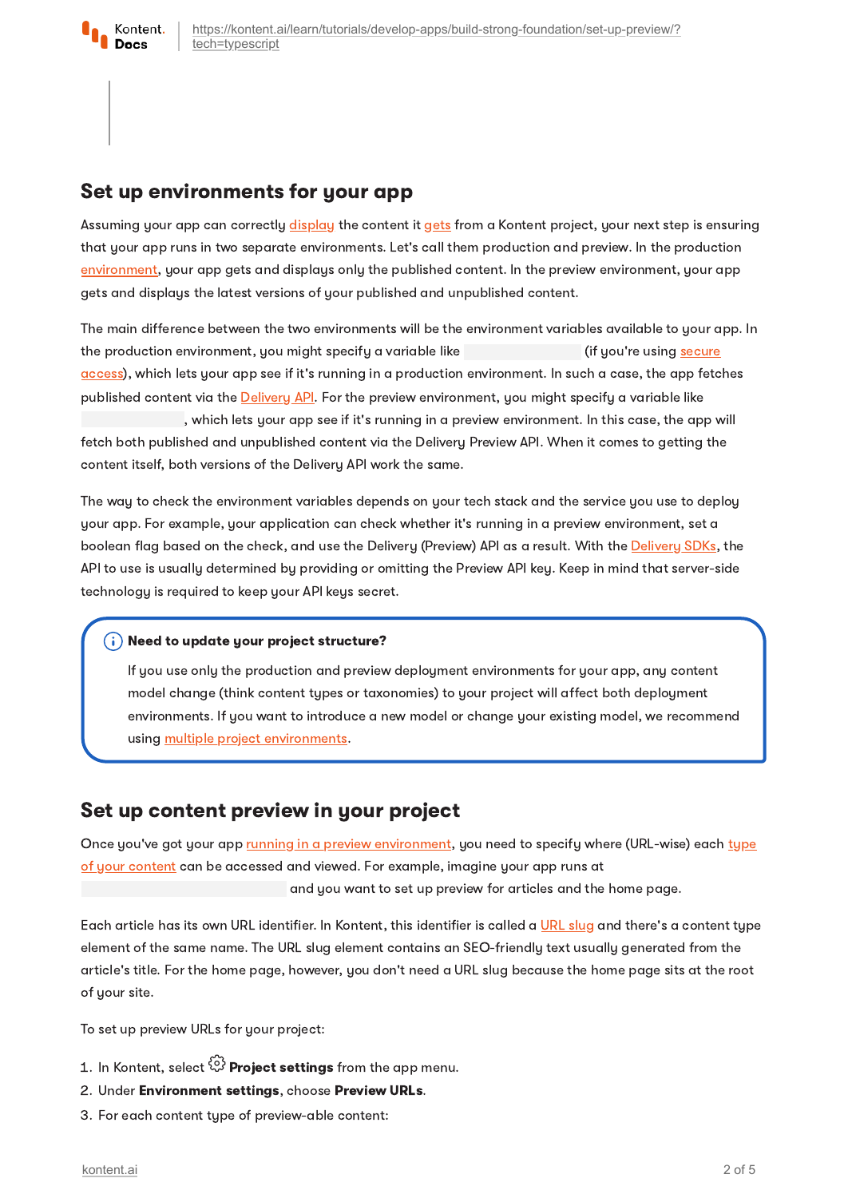## Set up environments for your app

Assuming your app can correctly display the content it gets from a Kontent project, your next step is ensuring that your app runs in two separate environments. Let's call them production and preview. In the production environment, your app gets and displays only the published content. In the preview environment, your app gets and displays the latest versions of your published and unpublished content.

The main difference between the two environments will be the environment variables available to your app. In the production environment, you might specify a variable like (if you're using secure access), which lets your app see if it's running in a production environment. In such a case, the app fetches published content via the Delivery API. For the preview environment, you might specify a variable like , which lets your app see if it's running in a preview environment. In this case, the app will fetch both published and unpublished content via the Delivery Preview API. When it comes to getting the content itself, both versions of the Delivery API work the same.

The way to check the environment variables depends on your tech stack and the service you use to deploy your app. For example, your application can check whether it's running in a preview environment, set a boolean flag based on the check, and use the Delivery (Preview) API as a result. With the Delivery SDKs, the API to use is usually determined by providing or omitting the Preview API key. Keep in mind that server-side technology is required to keep your API keys secret.

> **Need to update your project structure?**
>
> If you use only the production and preview deployment environments for your app, any content model change (think content types or taxonomies) to your project will affect both deployment environments. If you want to introduce a new model or change your existing model, we recommend using multiple project environments.

## Set up content preview in your project

Once you've got your app running in a preview environment, you need to specify where (URL-wise) each type of your content can be accessed and viewed. For example, imagine your app runs at and you want to set up preview for articles and the home page.

Each article has its own URL identifier. In Kontent, this identifier is called a URL slug and there's a content type element of the same name. The URL slug element contains an SEO-friendly text usually generated from the article's title. For the home page, however, you don't need a URL slug because the home page sits at the root of your site.

To set up preview URLs for your project:

1. In Kontent, select **Project settings** from the app menu.
2. Under **Environment settings**, choose **Preview URLs**.
3. For each content type of preview-able content: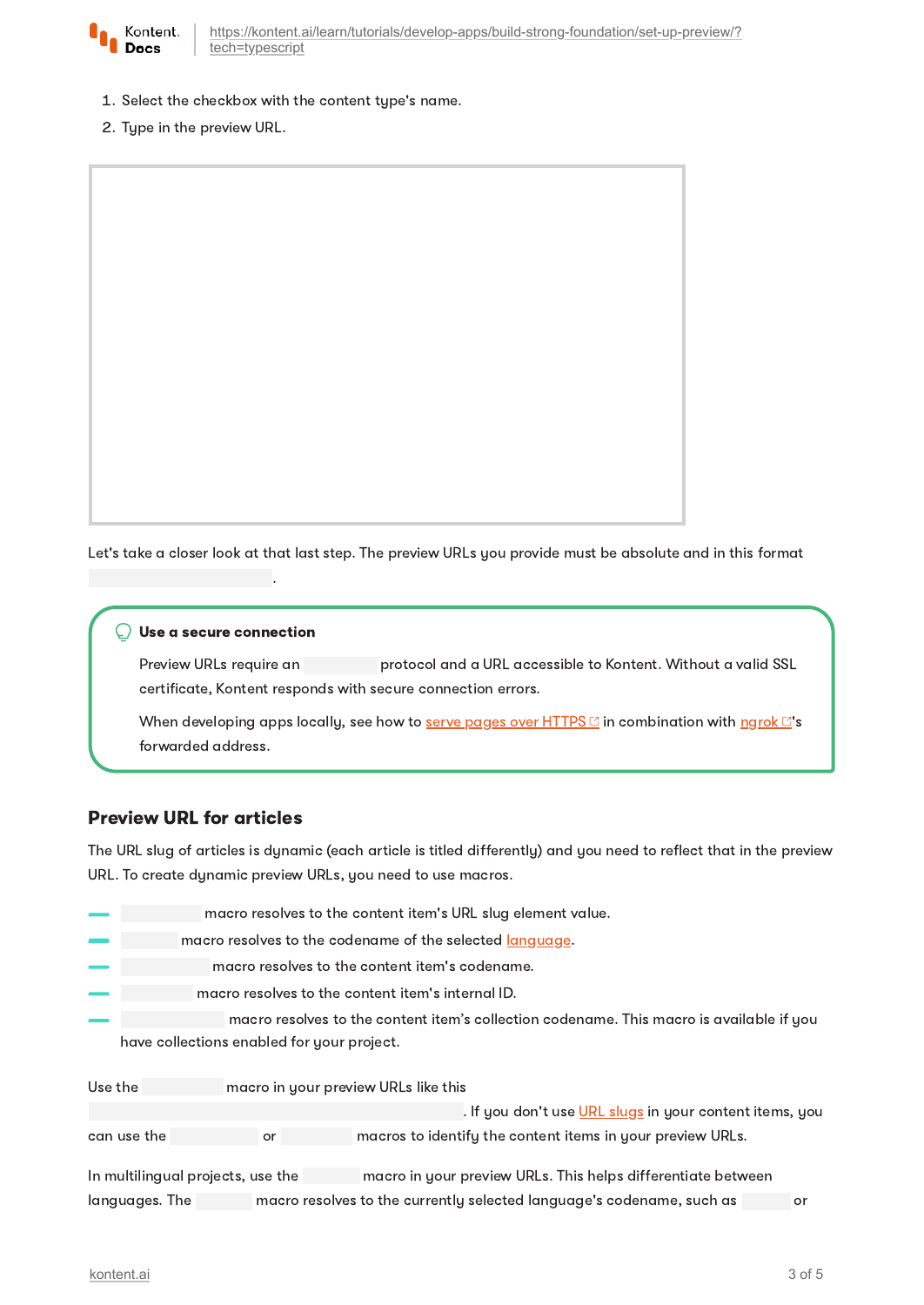1. Select the checkbox with the content type's name.
2. Type in the preview URL.

Let's take a closer look at that last step. The preview URLs you provide must be absolute and in this format .

> **Use a secure connection**
>
> Preview URLs require an protocol and a URL accessible to Kontent. Without a valid SSL certificate, Kontent responds with secure connection errors.
>
> When developing apps locally, see how to serve pages over HTTPS in combination with ngrok's forwarded address.

## Preview URL for articles

The URL slug of articles is dynamic (each article is titled differently) and you need to reflect that in the preview URL. To create dynamic preview URLs, you need to use macros.

- macro resolves to the content item's URL slug element value.
- macro resolves to the codename of the selected language.
- macro resolves to the content item's codename.
- macro resolves to the content item's internal ID.
- macro resolves to the content item’s collection codename. This macro is available if you have collections enabled for your project.

Use the macro in your preview URLs like this . If you don't use URL slugs in your content items, you can use the or macros to identify the content items in your preview URLs.

In multilingual projects, use the macro in your preview URLs. This helps differentiate between languages. The macro resolves to the currently selected language's codename, such as or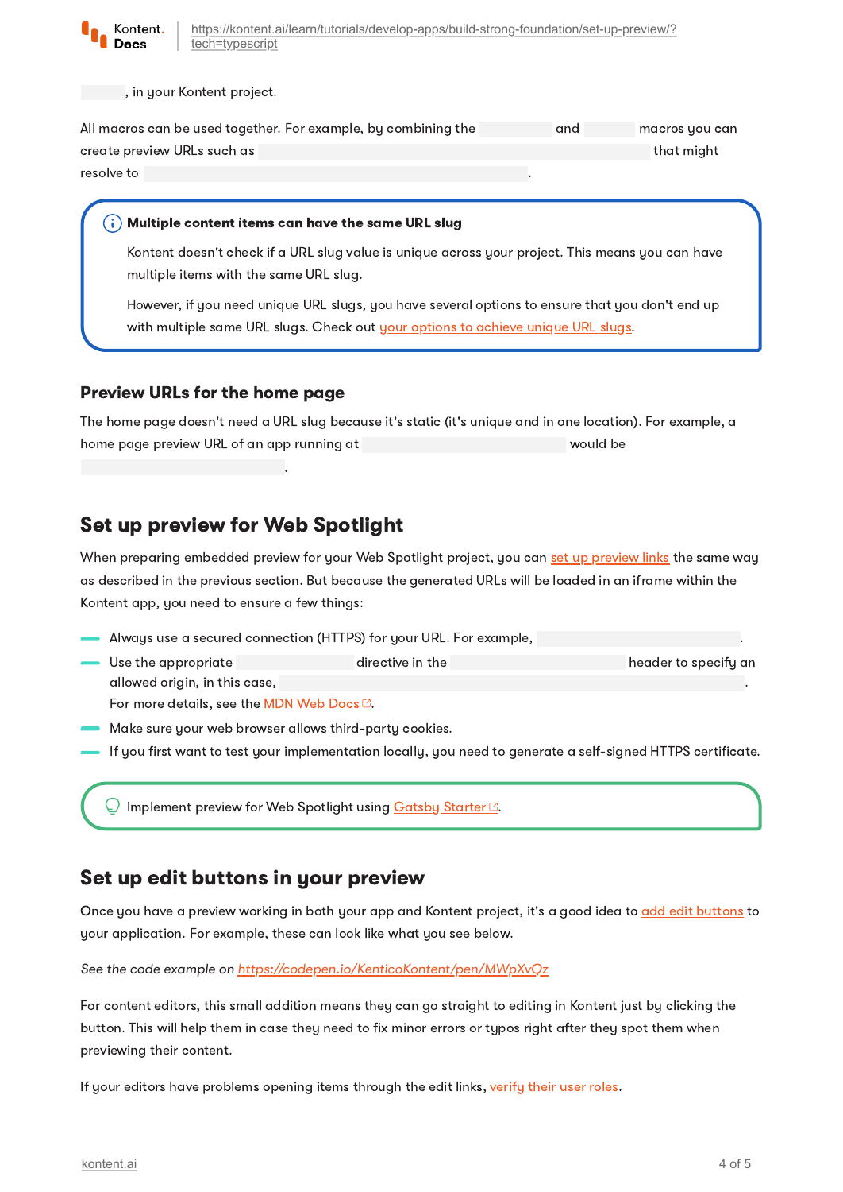, in your Kontent project.

All macros can be used together. For example, by combining the and macros you can create preview URLs such as that might resolve to .

> **Multiple content items can have the same URL slug**
>
> Kontent doesn't check if a URL slug value is unique across your project. This means you can have multiple items with the same URL slug.
>
> However, if you need unique URL slugs, you have several options to ensure that you don't end up with multiple same URL slugs. Check out your options to achieve unique URL slugs.

### Preview URLs for the home page

The home page doesn't need a URL slug because it's static (it's unique and in one location). For example, a home page preview URL of an app running at would be .

## Set up preview for Web Spotlight

When preparing embedded preview for your Web Spotlight project, you can set up preview links the same way as described in the previous section. But because the generated URLs will be loaded in an iframe within the Kontent app, you need to ensure a few things:

- Always use a secured connection (HTTPS) for your URL. For example, .
- Use the appropriate directive in the header to specify an allowed origin, in this case, . For more details, see the MDN Web Docs.
- Make sure your web browser allows third-party cookies.
- If you first want to test your implementation locally, you need to generate a self-signed HTTPS certificate.

> Implement preview for Web Spotlight using Gatsby Starter.

## Set up edit buttons in your preview

Once you have a preview working in both your app and Kontent project, it's a good idea to add edit buttons to your application. For example, these can look like what you see below.

*See the code example on https://codepen.io/KenticoKontent/pen/MWpXvQz*

For content editors, this small addition means they can go straight to editing in Kontent just by clicking the button. This will help them in case they need to fix minor errors or typos right after they spot them when previewing their content.

If your editors have problems opening items through the edit links, verify their user roles.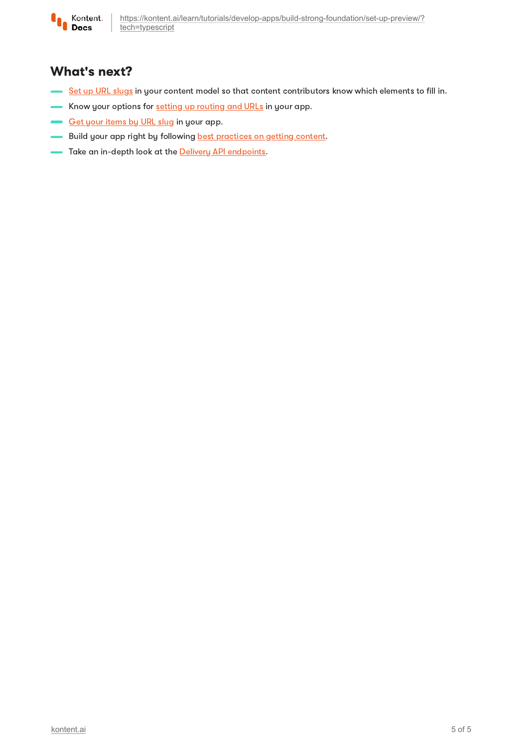## What's next?

- Set up URL slugs in your content model so that content contributors know which elements to fill in.
- Know your options for setting up routing and URLs in your app.
- Get your items by URL slug in your app.
- Build your app right by following best practices on getting content.
- Take an in-depth look at the Delivery API endpoints.